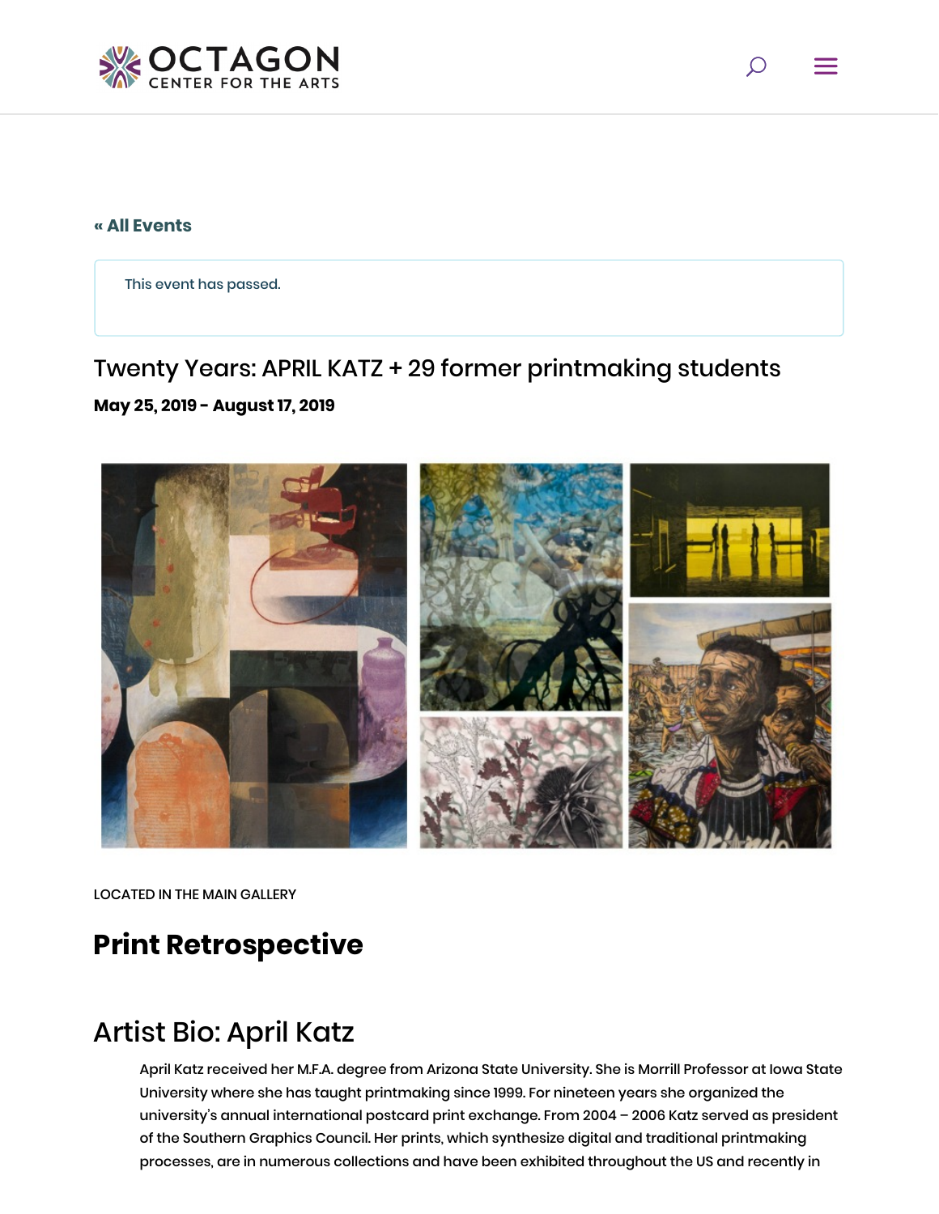« All Events

This event has passed.

# Twenty Years: APRIL KATZ + 29 former printmaking students

**May 25, 2019 - August 17, 2019**

LOCATED IN THE MAIN GALLERY

## Print Retrospective

## Artist Bio: April Katz

April Katz received her M.F.A. degree from Arizona State University. She is Morrill Professor at Iowa State University where she has taught printmaking since 1999. For nineteen years she organized the university's annual international postcard print exchange. From 2004 – 2006 Katz served as president of the Southern Graphics Council. Her prints, which synthesize digital and traditional printmaking processes, are in numerous collections and have been exhibited throughout the US and recently in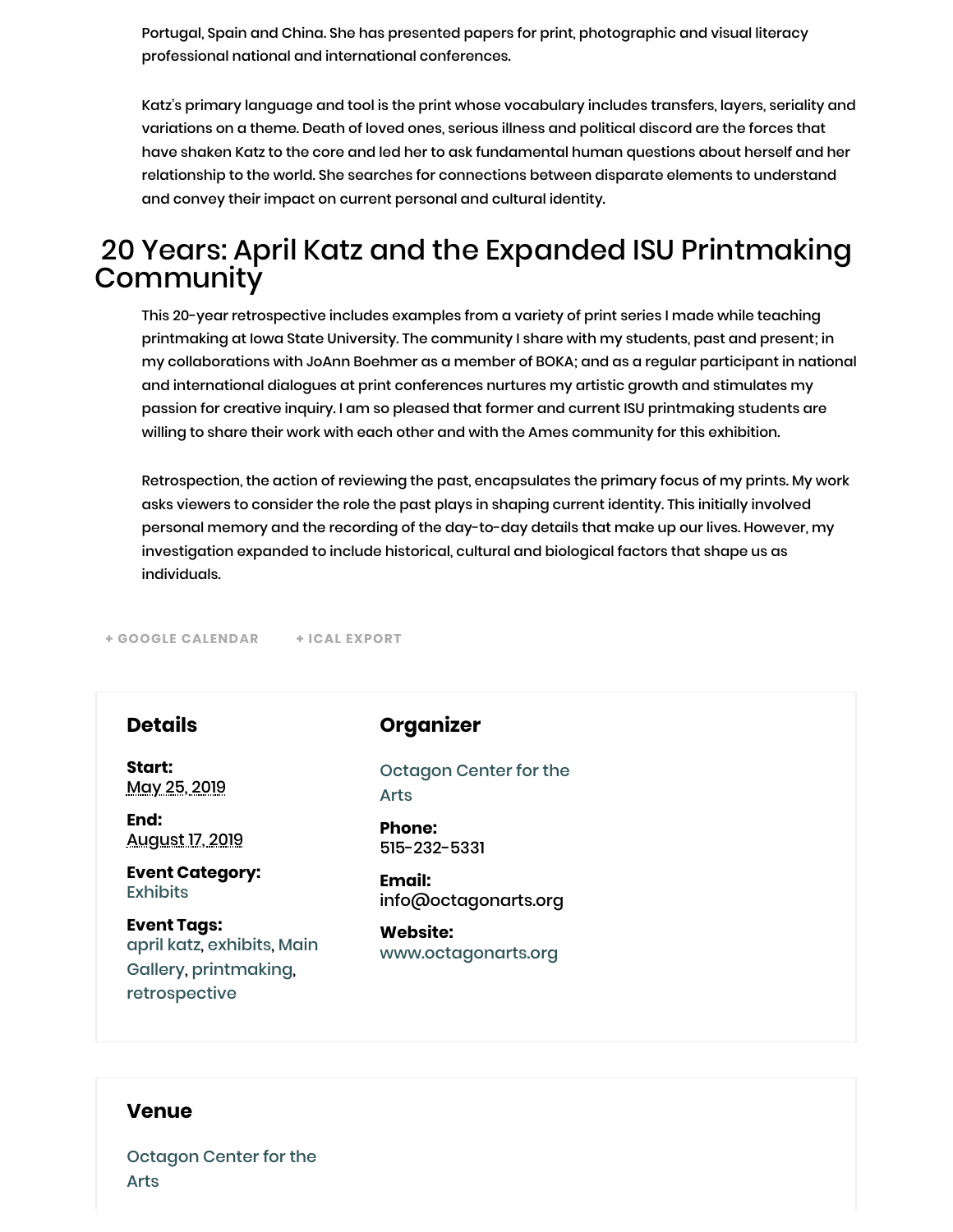Portugal, Spain and China. She has presented papers for print, photographic and visual literacy professional national and international conferences.

Katz's primary language and tool is the print whose vocabulary includes transfers, layers, seriality and variations on a theme. Death of loved ones, serious illness and political discord are the forces that have shaken Katz to the core and led her to ask fundamental human questions about herself and her relationship to the world. She searches for connections between disparate elements to understand and convey their impact on current personal and cultural identity.

## 20 Years: April Katz and the Expanded ISU Printmaking Community

This 20-year retrospective includes examples from a variety of print series I made while teaching printmaking at Iowa State University. The community I share with my students, past and present; in my collaborations with JoAnn Boehmer as a member of BOKA; and as a regular participant in national and international dialogues at print conferences nurtures my artistic growth and stimulates my passion for creative inquiry. I am so pleased that former and current ISU printmaking students are willing to share their work with each other and with the Ames community for this exhibition.

Retrospection, the action of reviewing the past, encapsulates the primary focus of my prints. My work asks viewers to consider the role the past plays in shaping current identity. This initially involved personal memory and the recording of the day-to-day details that make up our lives. However, my investigation expanded to include historical, cultural and biological factors that shape us as individuals.

+ GOOGLE CALENDAR     + ICAL EXPORT

### Details

**Start:**
May 25, 2019

**End:**
August 17, 2019

**Event Category:**
Exhibits

**Event Tags:**
april katz, exhibits, Main Gallery, printmaking, retrospective

### Organizer

Octagon Center for the Arts

**Phone:**
515-232-5331

**Email:**
info@octagonarts.org

**Website:**
www.octagonarts.org

### Venue

Octagon Center for the Arts